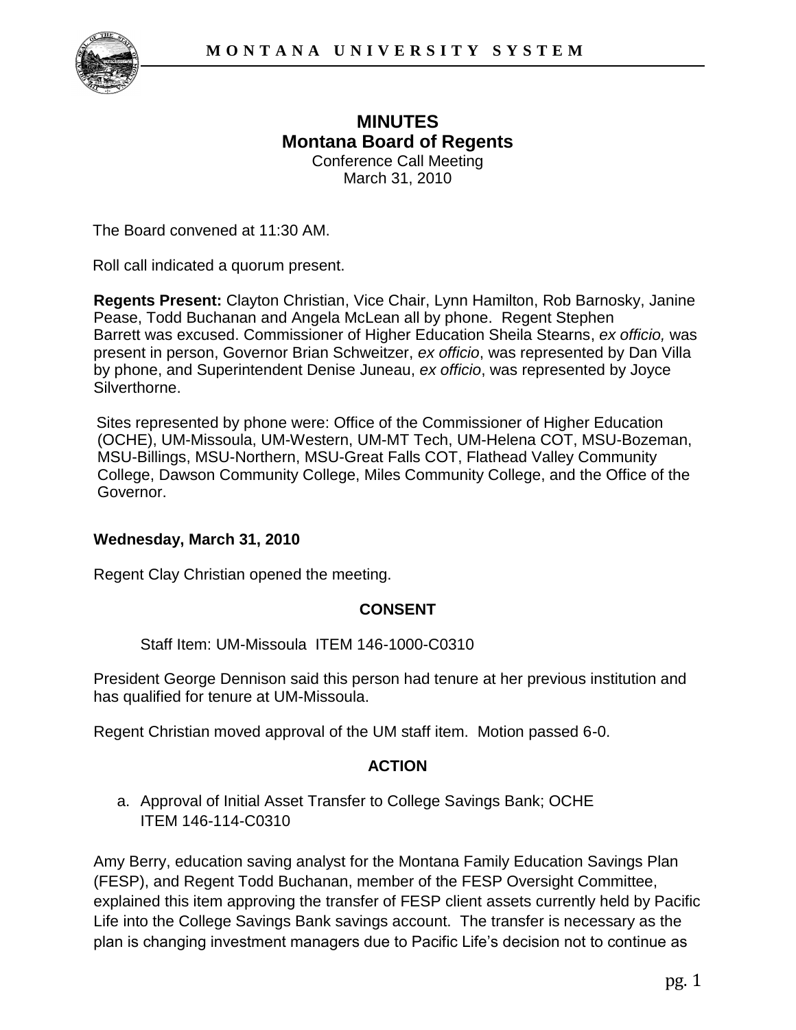# MINUTES
## Montana Board of Regents
Conference Call Meeting
March 31, 2010

The Board convened at 11:30 AM.

Roll call indicated a quorum present.

**Regents Present:** Clayton Christian, Vice Chair, Lynn Hamilton, Rob Barnosky, Janine Pease, Todd Buchanan and Angela McLean all by phone. Regent Stephen Barrett was excused. Commissioner of Higher Education Sheila Stearns, *ex officio,* was present in person, Governor Brian Schweitzer, *ex officio*, was represented by Dan Villa by phone, and Superintendent Denise Juneau, *ex officio*, was represented by Joyce Silverthorne.

Sites represented by phone were: Office of the Commissioner of Higher Education (OCHE), UM-Missoula, UM-Western, UM-MT Tech, UM-Helena COT, MSU-Bozeman, MSU-Billings, MSU-Northern, MSU-Great Falls COT, Flathead Valley Community College, Dawson Community College, Miles Community College, and the Office of the Governor.

**Wednesday, March 31, 2010**

Regent Clay Christian opened the meeting.

**CONSENT**

Staff Item: UM-Missoula ITEM 146-1000-C0310

President George Dennison said this person had tenure at her previous institution and has qualified for tenure at UM-Missoula.

Regent Christian moved approval of the UM staff item. Motion passed 6-0.

**ACTION**

a. Approval of Initial Asset Transfer to College Savings Bank; OCHE ITEM 146-114-C0310

Amy Berry, education saving analyst for the Montana Family Education Savings Plan (FESP), and Regent Todd Buchanan, member of the FESP Oversight Committee, explained this item approving the transfer of FESP client assets currently held by Pacific Life into the College Savings Bank savings account. The transfer is necessary as the plan is changing investment managers due to Pacific Life's decision not to continue as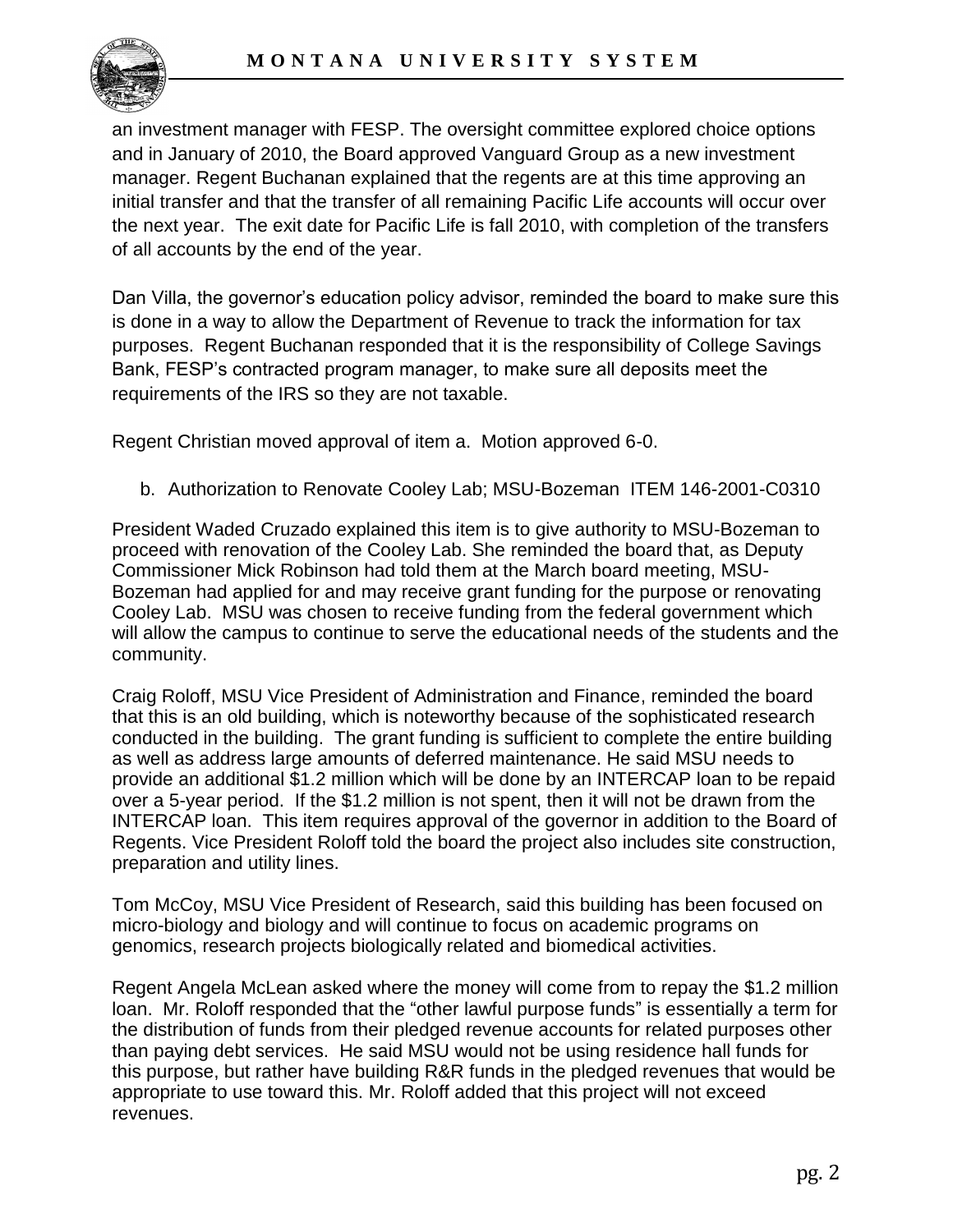an investment manager with FESP. The oversight committee explored choice options and in January of 2010, the Board approved Vanguard Group as a new investment manager. Regent Buchanan explained that the regents are at this time approving an initial transfer and that the transfer of all remaining Pacific Life accounts will occur over the next year. The exit date for Pacific Life is fall 2010, with completion of the transfers of all accounts by the end of the year.

Dan Villa, the governor's education policy advisor, reminded the board to make sure this is done in a way to allow the Department of Revenue to track the information for tax purposes. Regent Buchanan responded that it is the responsibility of College Savings Bank, FESP's contracted program manager, to make sure all deposits meet the requirements of the IRS so they are not taxable.

Regent Christian moved approval of item a. Motion approved 6-0.

b. Authorization to Renovate Cooley Lab; MSU-Bozeman ITEM 146-2001-C0310

President Waded Cruzado explained this item is to give authority to MSU-Bozeman to proceed with renovation of the Cooley Lab. She reminded the board that, as Deputy Commissioner Mick Robinson had told them at the March board meeting, MSU-Bozeman had applied for and may receive grant funding for the purpose or renovating Cooley Lab. MSU was chosen to receive funding from the federal government which will allow the campus to continue to serve the educational needs of the students and the community.

Craig Roloff, MSU Vice President of Administration and Finance, reminded the board that this is an old building, which is noteworthy because of the sophisticated research conducted in the building. The grant funding is sufficient to complete the entire building as well as address large amounts of deferred maintenance. He said MSU needs to provide an additional $1.2 million which will be done by an INTERCAP loan to be repaid over a 5-year period. If the $1.2 million is not spent, then it will not be drawn from the INTERCAP loan. This item requires approval of the governor in addition to the Board of Regents. Vice President Roloff told the board the project also includes site construction, preparation and utility lines.

Tom McCoy, MSU Vice President of Research, said this building has been focused on micro-biology and biology and will continue to focus on academic programs on genomics, research projects biologically related and biomedical activities.

Regent Angela McLean asked where the money will come from to repay the $1.2 million loan. Mr. Roloff responded that the "other lawful purpose funds" is essentially a term for the distribution of funds from their pledged revenue accounts for related purposes other than paying debt services. He said MSU would not be using residence hall funds for this purpose, but rather have building R&R funds in the pledged revenues that would be appropriate to use toward this. Mr. Roloff added that this project will not exceed revenues.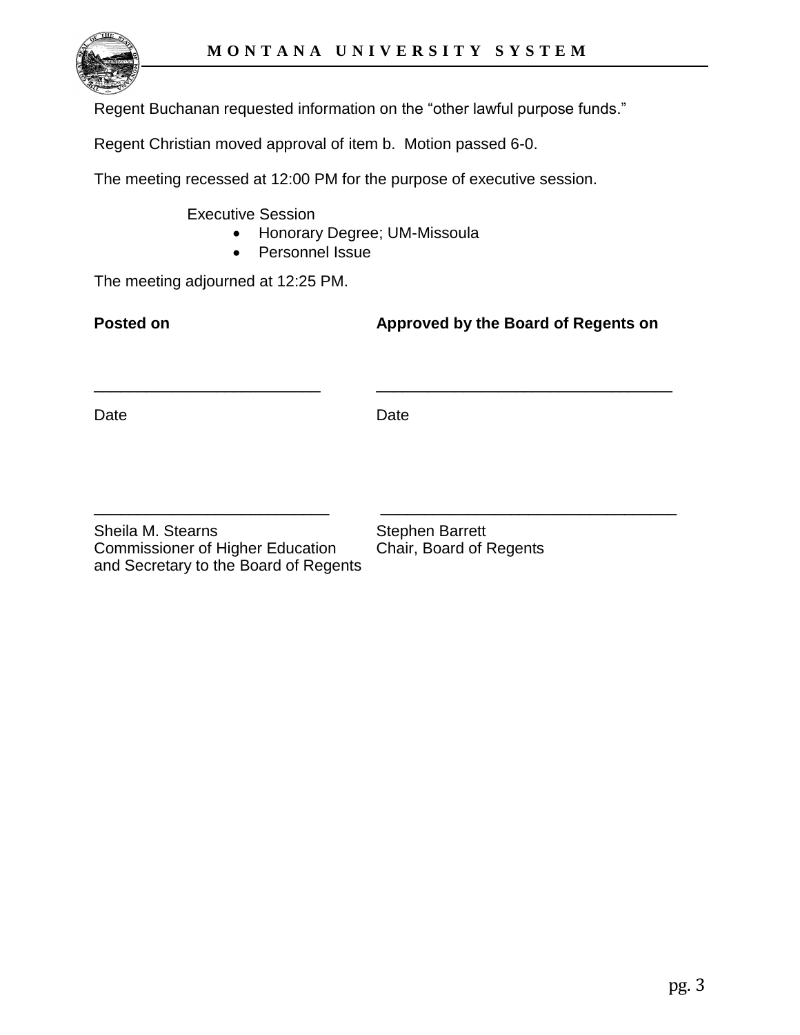Regent Buchanan requested information on the "other lawful purpose funds."

Regent Christian moved approval of item b. Motion passed 6-0.

The meeting recessed at 12:00 PM for the purpose of executive session.

Executive Session

- Honorary Degree; UM-Missoula
- Personnel Issue

The meeting adjourned at 12:25 PM.

| **Posted on** | **Approved by the Board of Regents on** |
|---|---|
| ___________________________ | ___________________________________ |
| Date | Date |
| ___________________________ | ___________________________________ |
| Sheila M. Stearns<br>Commissioner of Higher Education<br>and Secretary to the Board of Regents | Stephen Barrett<br>Chair, Board of Regents |